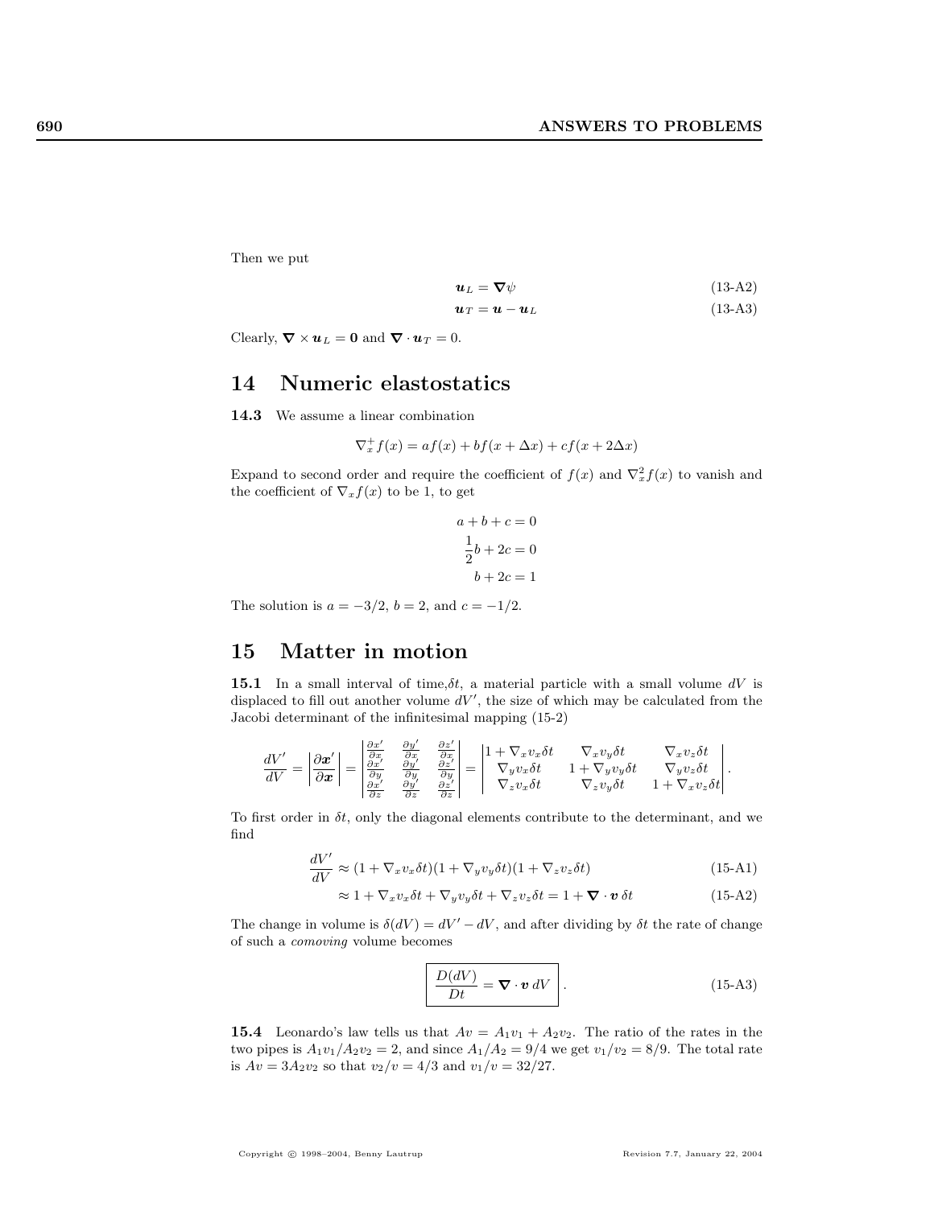Then we put

$$\boldsymbol{u}_L = \boldsymbol{\nabla}\psi \tag{13-A2}$$

$$\boldsymbol{u}_T = \boldsymbol{u} - \boldsymbol{u}_L \tag{13-A3}$$

Clearly, $\boldsymbol{\nabla} \times \boldsymbol{u}_L = \boldsymbol{0}$ and $\boldsymbol{\nabla} \cdot \boldsymbol{u}_T = 0$.

# 14 Numeric elastostatics

**14.3** We assume a linear combination

$$\nabla_x^+ f(x) = af(x) + bf(x + \Delta x) + cf(x + 2\Delta x)$$

Expand to second order and require the coefficient of $f(x)$ and $\nabla_x^2 f(x)$ to vanish and the coefficient of $\nabla_x f(x)$ to be 1, to get

$$a + b + c = 0$$

$$\frac{1}{2}b + 2c = 0$$

$$b + 2c = 1$$

The solution is $a = -3/2$, $b = 2$, and $c = -1/2$.

# 15 Matter in motion

**15.1** In a small interval of time,$\delta t$, a material particle with a small volume $dV$ is displaced to fill out another volume $dV'$, the size of which may be calculated from the Jacobi determinant of the infinitesimal mapping (15-2)

$$\frac{dV'}{dV} = \left|\frac{\partial \boldsymbol{x}'}{\partial \boldsymbol{x}}\right| = \begin{vmatrix} \frac{\partial x'}{\partial x} & \frac{\partial y'}{\partial x} & \frac{\partial z'}{\partial x} \\ \frac{\partial x'}{\partial y} & \frac{\partial y'}{\partial y} & \frac{\partial z'}{\partial y} \\ \frac{\partial x'}{\partial z} & \frac{\partial y'}{\partial z} & \frac{\partial z'}{\partial z} \end{vmatrix} = \begin{vmatrix} 1 + \nabla_x v_x \delta t & \nabla_x v_y \delta t & \nabla_x v_z \delta t \\ \nabla_y v_x \delta t & 1 + \nabla_y v_y \delta t & \nabla_y v_z \delta t \\ \nabla_z v_x \delta t & \nabla_z v_y \delta t & 1 + \nabla_x v_z \delta t \end{vmatrix}.$$

To first order in $\delta t$, only the diagonal elements contribute to the determinant, and we find

$$\frac{dV'}{dV} \approx (1 + \nabla_x v_x \delta t)(1 + \nabla_y v_y \delta t)(1 + \nabla_z v_z \delta t) \tag{15-A1}$$

$$\approx 1 + \nabla_x v_x \delta t + \nabla_y v_y \delta t + \nabla_z v_z \delta t = 1 + \boldsymbol{\nabla} \cdot \boldsymbol{v}\, \delta t \tag{15-A2}$$

The change in volume is $\delta(dV) = dV' - dV$, and after dividing by $\delta t$ the rate of change of such a *comoving* volume becomes

$$\boxed{\frac{D(dV)}{Dt} = \boldsymbol{\nabla} \cdot \boldsymbol{v}\, dV}\ . \tag{15-A3}$$

**15.4** Leonardo's law tells us that $Av = A_1 v_1 + A_2 v_2$. The ratio of the rates in the two pipes is $A_1 v_1 / A_2 v_2 = 2$, and since $A_1/A_2 = 9/4$ we get $v_1/v_2 = 8/9$. The total rate is $Av = 3A_2 v_2$ so that $v_2/v = 4/3$ and $v_1/v = 32/27$.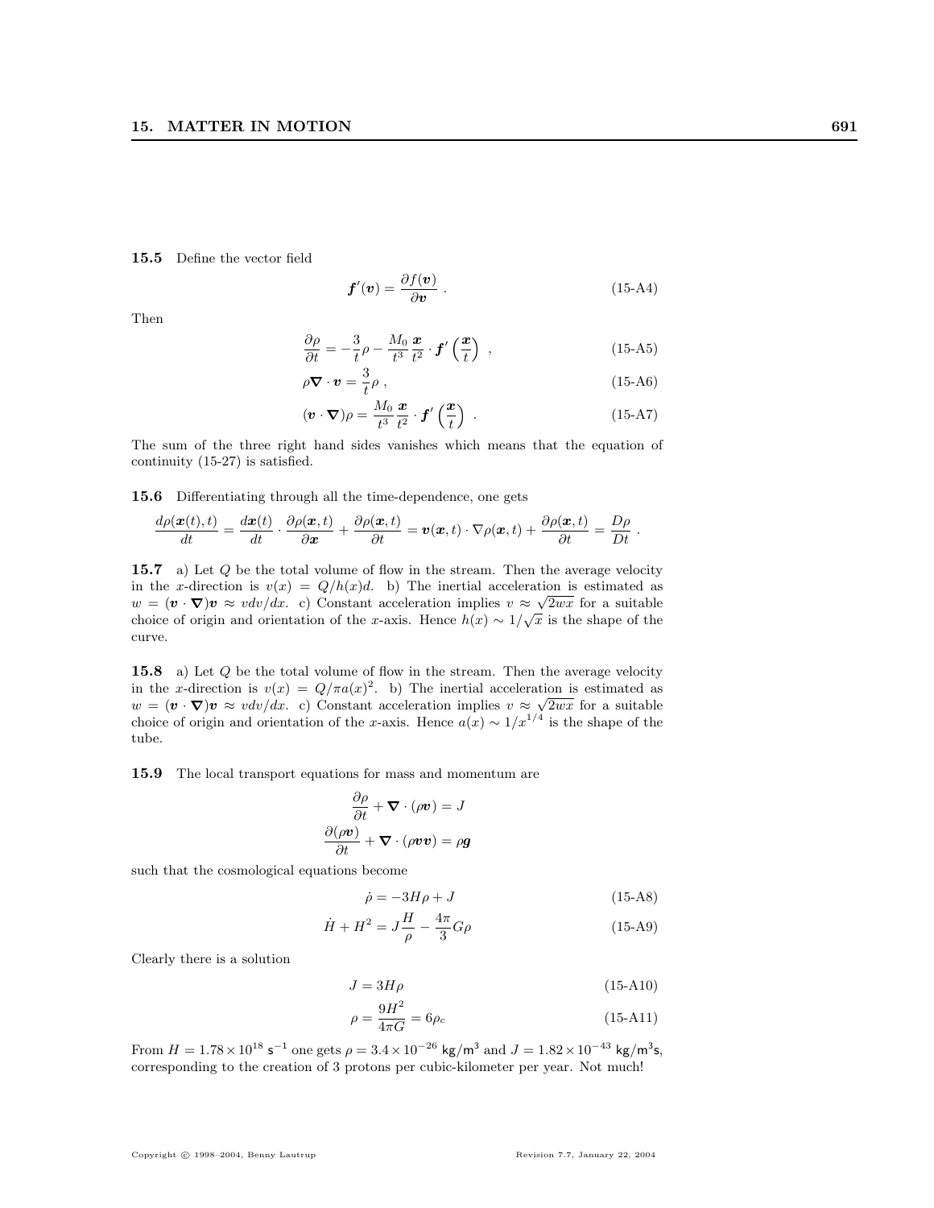**15.5** Define the vector field

$$\boldsymbol{f}'(\boldsymbol{v}) = \frac{\partial f(\boldsymbol{v})}{\partial \boldsymbol{v}} \ . \tag{15-A4}$$

Then

$$\frac{\partial \rho}{\partial t} = -\frac{3}{t}\rho - \frac{M_0}{t^3}\frac{\boldsymbol{x}}{t^2} \cdot \boldsymbol{f}'\left(\frac{\boldsymbol{x}}{t}\right) \ , \tag{15-A5}$$

$$\rho \boldsymbol{\nabla} \cdot \boldsymbol{v} = \frac{3}{t}\rho \ , \tag{15-A6}$$

$$(\boldsymbol{v} \cdot \boldsymbol{\nabla})\rho = \frac{M_0}{t^3}\frac{\boldsymbol{x}}{t^2} \cdot \boldsymbol{f}'\left(\frac{\boldsymbol{x}}{t}\right) \ . \tag{15-A7}$$

The sum of the three right hand sides vanishes which means that the equation of continuity (15-27) is satisfied.

**15.6** Differentiating through all the time-dependence, one gets

$$\frac{d\rho(\boldsymbol{x}(t),t)}{dt} = \frac{d\boldsymbol{x}(t)}{dt} \cdot \frac{\partial \rho(\boldsymbol{x},t)}{\partial \boldsymbol{x}} + \frac{\partial \rho(\boldsymbol{x},t)}{\partial t} = \boldsymbol{v}(\boldsymbol{x},t) \cdot \nabla \rho(\boldsymbol{x},t) + \frac{\partial \rho(\boldsymbol{x},t)}{\partial t} = \frac{D\rho}{Dt} \ .$$

**15.7** a) Let $Q$ be the total volume of flow in the stream. Then the average velocity in the $x$-direction is $v(x) = Q/h(x)d$. b) The inertial acceleration is estimated as $w = (\boldsymbol{v} \cdot \boldsymbol{\nabla})\boldsymbol{v} \approx v dv/dx$. c) Constant acceleration implies $v \approx \sqrt{2wx}$ for a suitable choice of origin and orientation of the $x$-axis. Hence $h(x) \sim 1/\sqrt{x}$ is the shape of the curve.

**15.8** a) Let $Q$ be the total volume of flow in the stream. Then the average velocity in the $x$-direction is $v(x) = Q/\pi a(x)^2$. b) The inertial acceleration is estimated as $w = (\boldsymbol{v} \cdot \boldsymbol{\nabla})\boldsymbol{v} \approx v dv/dx$. c) Constant acceleration implies $v \approx \sqrt{2wx}$ for a suitable choice of origin and orientation of the $x$-axis. Hence $a(x) \sim 1/x^{1/4}$ is the shape of the tube.

**15.9** The local transport equations for mass and momentum are

$$\frac{\partial \rho}{\partial t} + \boldsymbol{\nabla} \cdot (\rho \boldsymbol{v}) = J$$

$$\frac{\partial (\rho \boldsymbol{v})}{\partial t} + \boldsymbol{\nabla} \cdot (\rho \boldsymbol{v}\boldsymbol{v}) = \rho \boldsymbol{g}$$

such that the cosmological equations become

$$\dot{\rho} = -3H\rho + J \tag{15-A8}$$

$$\dot{H} + H^2 = J\frac{H}{\rho} - \frac{4\pi}{3}G\rho \tag{15-A9}$$

Clearly there is a solution

$$J = 3H\rho \tag{15-A10}$$

$$\rho = \frac{9H^2}{4\pi G} = 6\rho_c \tag{15-A11}$$

From $H = 1.78 \times 10^{18}\ \mathsf{s}^{-1}$ one gets $\rho = 3.4 \times 10^{-26}\ \mathsf{kg/m^3}$ and $J = 1.82 \times 10^{-43}\ \mathsf{kg/m^3s}$, corresponding to the creation of 3 protons per cubic-kilometer per year. Not much!